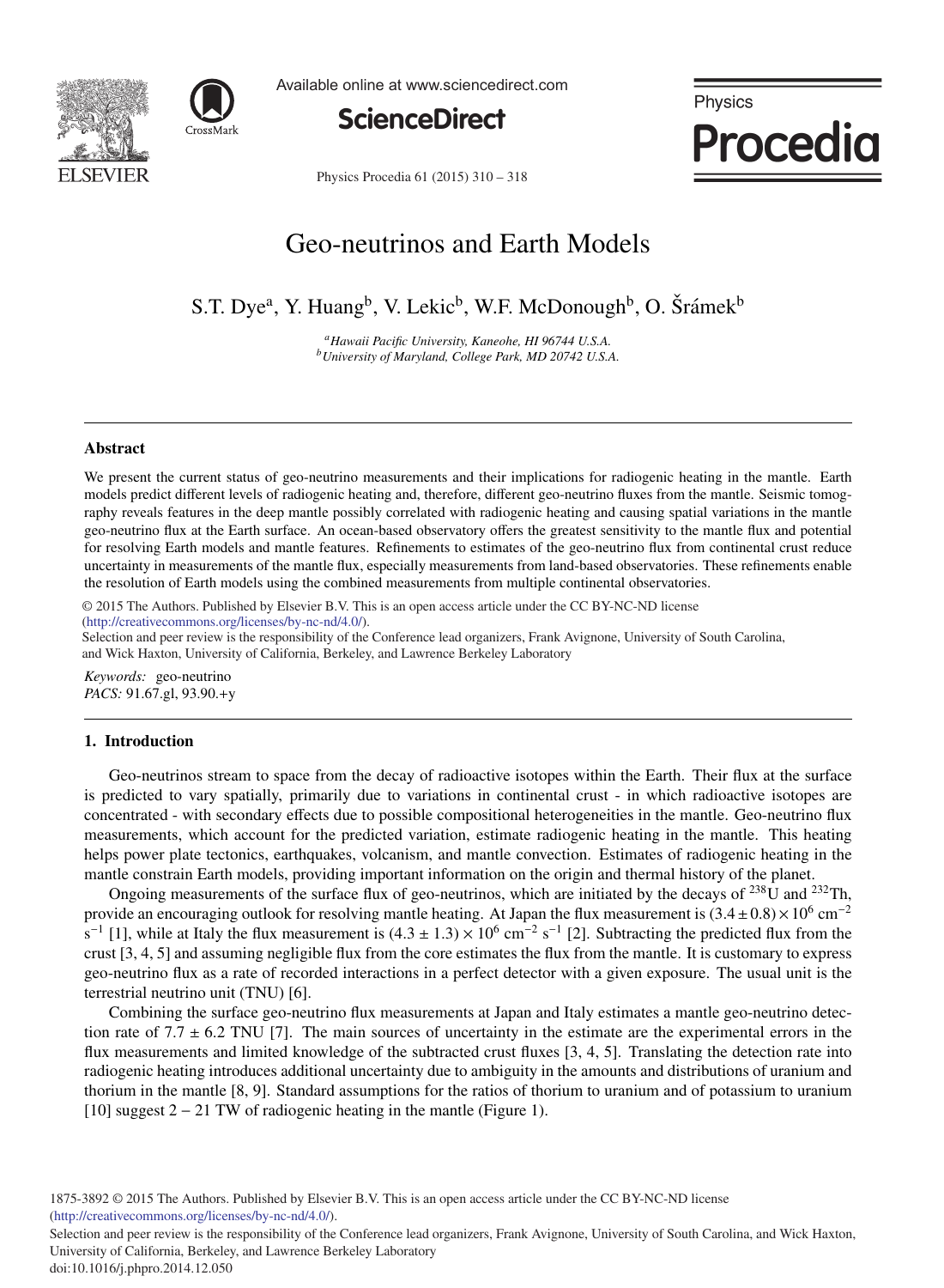# Geo-neutrinos and Earth Models

S.T. Dye[a], Y. Huang[b], V. Lekic[b], W.F. McDonough[b], O. Šrámek[b]

[a] *Hawaii Pacific University, Kaneohe, HI 96744 U.S.A.*
[b] *University of Maryland, College Park, MD 20742 U.S.A.*

---

## Abstract

We present the current status of geo-neutrino measurements and their implications for radiogenic heating in the mantle. Earth models predict different levels of radiogenic heating and, therefore, different geo-neutrino fluxes from the mantle. Seismic tomography reveals features in the deep mantle possibly correlated with radiogenic heating and causing spatial variations in the mantle geo-neutrino flux at the Earth surface. An ocean-based observatory offers the greatest sensitivity to the mantle flux and potential for resolving Earth models and mantle features. Refinements to estimates of the geo-neutrino flux from continental crust reduce uncertainty in measurements of the mantle flux, especially measurements from land-based observatories. These refinements enable the resolution of Earth models using the combined measurements from multiple continental observatories.

© 2015 The Authors. Published by Elsevier B.V. This is an open access article under the CC BY-NC-ND license (http://creativecommons.org/licenses/by-nc-nd/4.0/).
Selection and peer review is the responsibility of the Conference lead organizers, Frank Avignone, University of South Carolina, and Wick Haxton, University of California, Berkeley, and Lawrence Berkeley Laboratory

*Keywords:* geo-neutrino
*PACS:* 91.67.gl, 93.90.+y

---

## 1. Introduction

Geo-neutrinos stream to space from the decay of radioactive isotopes within the Earth. Their flux at the surface is predicted to vary spatially, primarily due to variations in continental crust - in which radioactive isotopes are concentrated - with secondary effects due to possible compositional heterogeneities in the mantle. Geo-neutrino flux measurements, which account for the predicted variation, estimate radiogenic heating in the mantle. This heating helps power plate tectonics, earthquakes, volcanism, and mantle convection. Estimates of radiogenic heating in the mantle constrain Earth models, providing important information on the origin and thermal history of the planet.

Ongoing measurements of the surface flux of geo-neutrinos, which are initiated by the decays of $^{238}$U and $^{232}$Th, provide an encouraging outlook for resolving mantle heating. At Japan the flux measurement is $(3.4 \pm 0.8) \times 10^6$ cm$^{-2}$ s$^{-1}$ [1], while at Italy the flux measurement is $(4.3 \pm 1.3) \times 10^6$ cm$^{-2}$ s$^{-1}$ [2]. Subtracting the predicted flux from the crust [3, 4, 5] and assuming negligible flux from the core estimates the flux from the mantle. It is customary to express geo-neutrino flux as a rate of recorded interactions in a perfect detector with a given exposure. The usual unit is the terrestrial neutrino unit (TNU) [6].

Combining the surface geo-neutrino flux measurements at Japan and Italy estimates a mantle geo-neutrino detection rate of $7.7 \pm 6.2$ TNU [7]. The main sources of uncertainty in the estimate are the experimental errors in the flux measurements and limited knowledge of the subtracted crust fluxes [3, 4, 5]. Translating the detection rate into radiogenic heating introduces additional uncertainty due to ambiguity in the amounts and distributions of uranium and thorium in the mantle [8, 9]. Standard assumptions for the ratios of thorium to uranium and of potassium to uranium [10] suggest 2 − 21 TW of radiogenic heating in the mantle (Figure 1).

1875-3892 © 2015 The Authors. Published by Elsevier B.V. This is an open access article under the CC BY-NC-ND license (http://creativecommons.org/licenses/by-nc-nd/4.0/).
Selection and peer review is the responsibility of the Conference lead organizers, Frank Avignone, University of South Carolina, and Wick Haxton, University of California, Berkeley, and Lawrence Berkeley Laboratory
doi:10.1016/j.phpro.2014.12.050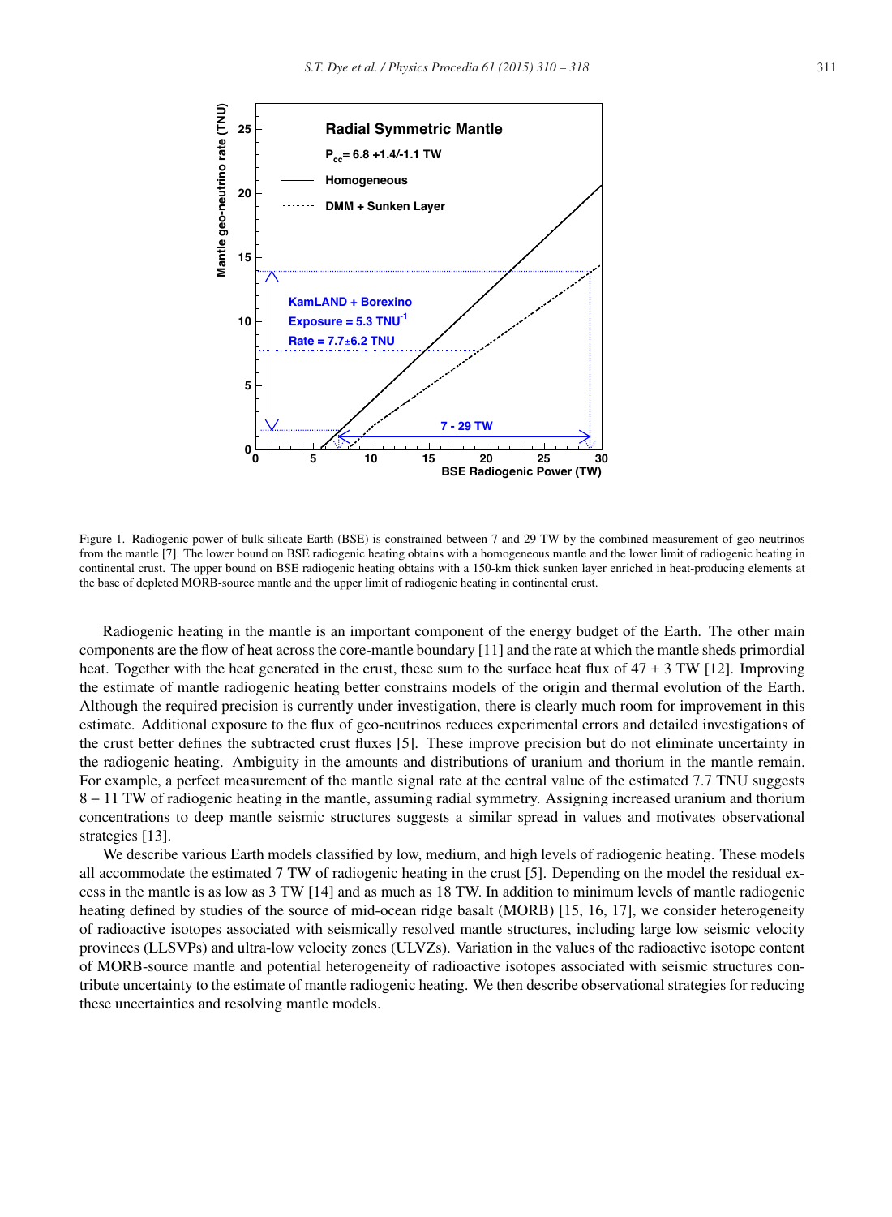Figure 1. Radiogenic power of bulk silicate Earth (BSE) is constrained between 7 and 29 TW by the combined measurement of geo-neutrinos from the mantle [7]. The lower bound on BSE radiogenic heating obtains with a homogeneous mantle and the lower limit of radiogenic heating in continental crust. The upper bound on BSE radiogenic heating obtains with a 150-km thick sunken layer enriched in heat-producing elements at the base of depleted MORB-source mantle and the upper limit of radiogenic heating in continental crust.

Radiogenic heating in the mantle is an important component of the energy budget of the Earth. The other main components are the flow of heat across the core-mantle boundary [11] and the rate at which the mantle sheds primordial heat. Together with the heat generated in the crust, these sum to the surface heat flux of 47 ± 3 TW [12]. Improving the estimate of mantle radiogenic heating better constrains models of the origin and thermal evolution of the Earth. Although the required precision is currently under investigation, there is clearly much room for improvement in this estimate. Additional exposure to the flux of geo-neutrinos reduces experimental errors and detailed investigations of the crust better defines the subtracted crust fluxes [5]. These improve precision but do not eliminate uncertainty in the radiogenic heating. Ambiguity in the amounts and distributions of uranium and thorium in the mantle remain. For example, a perfect measurement of the mantle signal rate at the central value of the estimated 7.7 TNU suggests 8 – 11 TW of radiogenic heating in the mantle, assuming radial symmetry. Assigning increased uranium and thorium concentrations to deep mantle seismic structures suggests a similar spread in values and motivates observational strategies [13].

We describe various Earth models classified by low, medium, and high levels of radiogenic heating. These models all accommodate the estimated 7 TW of radiogenic heating in the crust [5]. Depending on the model the residual excess in the mantle is as low as 3 TW [14] and as much as 18 TW. In addition to minimum levels of mantle radiogenic heating defined by studies of the source of mid-ocean ridge basalt (MORB) [15, 16, 17], we consider heterogeneity of radioactive isotopes associated with seismically resolved mantle structures, including large low seismic velocity provinces (LLSVPs) and ultra-low velocity zones (ULVZs). Variation in the values of the radioactive isotope content of MORB-source mantle and potential heterogeneity of radioactive isotopes associated with seismic structures contribute uncertainty to the estimate of mantle radiogenic heating. We then describe observational strategies for reducing these uncertainties and resolving mantle models.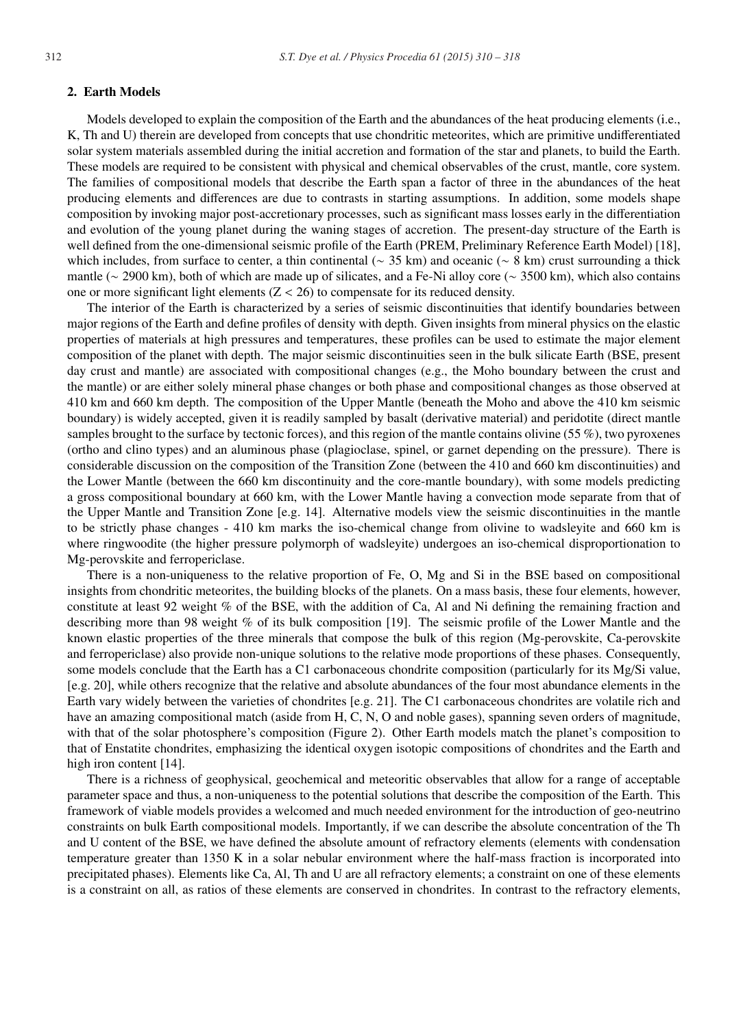## 2. Earth Models

Models developed to explain the composition of the Earth and the abundances of the heat producing elements (i.e., K, Th and U) therein are developed from concepts that use chondritic meteorites, which are primitive undifferentiated solar system materials assembled during the initial accretion and formation of the star and planets, to build the Earth. These models are required to be consistent with physical and chemical observables of the crust, mantle, core system. The families of compositional models that describe the Earth span a factor of three in the abundances of the heat producing elements and differences are due to contrasts in starting assumptions. In addition, some models shape composition by invoking major post-accretionary processes, such as significant mass losses early in the differentiation and evolution of the young planet during the waning stages of accretion. The present-day structure of the Earth is well defined from the one-dimensional seismic profile of the Earth (PREM, Preliminary Reference Earth Model) [18], which includes, from surface to center, a thin continental (~ 35 km) and oceanic (~ 8 km) crust surrounding a thick mantle (~ 2900 km), both of which are made up of silicates, and a Fe-Ni alloy core (~ 3500 km), which also contains one or more significant light elements ($Z < 26$) to compensate for its reduced density.

The interior of the Earth is characterized by a series of seismic discontinuities that identify boundaries between major regions of the Earth and define profiles of density with depth. Given insights from mineral physics on the elastic properties of materials at high pressures and temperatures, these profiles can be used to estimate the major element composition of the planet with depth. The major seismic discontinuities seen in the bulk silicate Earth (BSE, present day crust and mantle) are associated with compositional changes (e.g., the Moho boundary between the crust and the mantle) or are either solely mineral phase changes or both phase and compositional changes as those observed at 410 km and 660 km depth. The composition of the Upper Mantle (beneath the Moho and above the 410 km seismic boundary) is widely accepted, given it is readily sampled by basalt (derivative material) and peridotite (direct mantle samples brought to the surface by tectonic forces), and this region of the mantle contains olivine (55 %), two pyroxenes (ortho and clino types) and an aluminous phase (plagioclase, spinel, or garnet depending on the pressure). There is considerable discussion on the composition of the Transition Zone (between the 410 and 660 km discontinuities) and the Lower Mantle (between the 660 km discontinuity and the core-mantle boundary), with some models predicting a gross compositional boundary at 660 km, with the Lower Mantle having a convection mode separate from that of the Upper Mantle and Transition Zone [e.g. 14]. Alternative models view the seismic discontinuities in the mantle to be strictly phase changes - 410 km marks the iso-chemical change from olivine to wadsleyite and 660 km is where ringwoodite (the higher pressure polymorph of wadsleyite) undergoes an iso-chemical disproportionation to Mg-perovskite and ferropericlase.

There is a non-uniqueness to the relative proportion of Fe, O, Mg and Si in the BSE based on compositional insights from chondritic meteorites, the building blocks of the planets. On a mass basis, these four elements, however, constitute at least 92 weight % of the BSE, with the addition of Ca, Al and Ni defining the remaining fraction and describing more than 98 weight % of its bulk composition [19]. The seismic profile of the Lower Mantle and the known elastic properties of the three minerals that compose the bulk of this region (Mg-perovskite, Ca-perovskite and ferropericlase) also provide non-unique solutions to the relative mode proportions of these phases. Consequently, some models conclude that the Earth has a C1 carbonaceous chondrite composition (particularly for its Mg/Si value, [e.g. 20], while others recognize that the relative and absolute abundances of the four most abundance elements in the Earth vary widely between the varieties of chondrites [e.g. 21]. The C1 carbonaceous chondrites are volatile rich and have an amazing compositional match (aside from H, C, N, O and noble gases), spanning seven orders of magnitude, with that of the solar photosphere's composition (Figure 2). Other Earth models match the planet's composition to that of Enstatite chondrites, emphasizing the identical oxygen isotopic compositions of chondrites and the Earth and high iron content [14].

There is a richness of geophysical, geochemical and meteoritic observables that allow for a range of acceptable parameter space and thus, a non-uniqueness to the potential solutions that describe the composition of the Earth. This framework of viable models provides a welcomed and much needed environment for the introduction of geo-neutrino constraints on bulk Earth compositional models. Importantly, if we can describe the absolute concentration of the Th and U content of the BSE, we have defined the absolute amount of refractory elements (elements with condensation temperature greater than 1350 K in a solar nebular environment where the half-mass fraction is incorporated into precipitated phases). Elements like Ca, Al, Th and U are all refractory elements; a constraint on one of these elements is a constraint on all, as ratios of these elements are conserved in chondrites. In contrast to the refractory elements,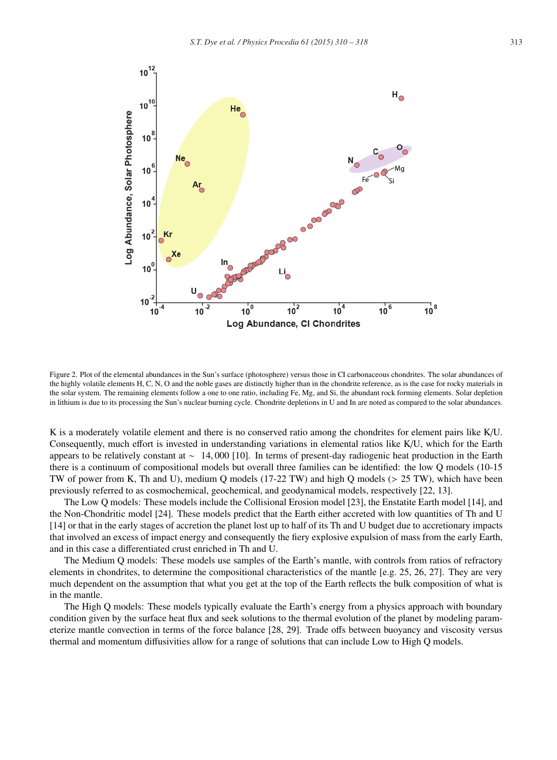Figure 2. Plot of the elemental abundances in the Sun's surface (photosphere) versus those in CI carbonaceous chondrites. The solar abundances of the highly volatile elements H, C, N, O and the noble gases are distinctly higher than in the chondrite reference, as is the case for rocky materials in the solar system. The remaining elements follow a one to one ratio, including Fe, Mg, and Si, the abundant rock forming elements. Solar depletion in lithium is due to its processing the Sun's nuclear burning cycle. Chondrite depletions in U and In are noted as compared to the solar abundances.

K is a moderately volatile element and there is no conserved ratio among the chondrites for element pairs like K/U. Consequently, much effort is invested in understanding variations in elemental ratios like K/U, which for the Earth appears to be relatively constant at $\sim$ 14,000 [10]. In terms of present-day radiogenic heat production in the Earth there is a continuum of compositional models but overall three families can be identified: the low Q models (10-15 TW of power from K, Th and U), medium Q models (17-22 TW) and high Q models (> 25 TW), which have been previously referred to as cosmochemical, geochemical, and geodynamical models, respectively [22, 13].

The Low Q models: These models include the Collisional Erosion model [23], the Enstatite Earth model [14], and the Non-Chondritic model [24]. These models predict that the Earth either accreted with low quantities of Th and U [14] or that in the early stages of accretion the planet lost up to half of its Th and U budget due to accretionary impacts that involved an excess of impact energy and consequently the fiery explosive expulsion of mass from the early Earth, and in this case a differentiated crust enriched in Th and U.

The Medium Q models: These models use samples of the Earth's mantle, with controls from ratios of refractory elements in chondrites, to determine the compositional characteristics of the mantle [e.g. 25, 26, 27]. They are very much dependent on the assumption that what you get at the top of the Earth reflects the bulk composition of what is in the mantle.

The High Q models: These models typically evaluate the Earth's energy from a physics approach with boundary condition given by the surface heat flux and seek solutions to the thermal evolution of the planet by modeling parameterize mantle convection in terms of the force balance [28, 29]. Trade offs between buoyancy and viscosity versus thermal and momentum diffusivities allow for a range of solutions that can include Low to High Q models.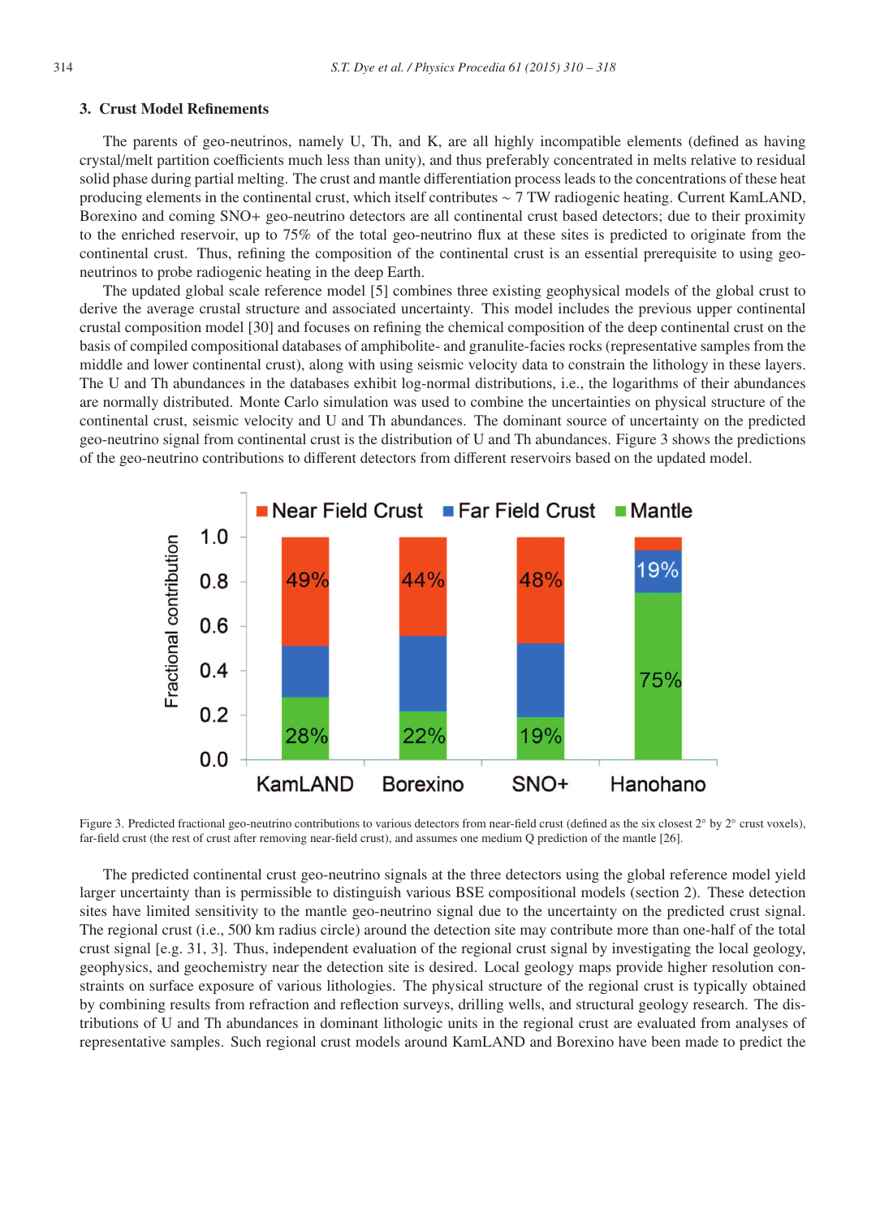## 3. Crust Model Refinements

The parents of geo-neutrinos, namely U, Th, and K, are all highly incompatible elements (defined as having crystal/melt partition coefficients much less than unity), and thus preferably concentrated in melts relative to residual solid phase during partial melting. The crust and mantle differentiation process leads to the concentrations of these heat producing elements in the continental crust, which itself contributes ~ 7 TW radiogenic heating. Current KamLAND, Borexino and coming SNO+ geo-neutrino detectors are all continental crust based detectors; due to their proximity to the enriched reservoir, up to 75% of the total geo-neutrino flux at these sites is predicted to originate from the continental crust. Thus, refining the composition of the continental crust is an essential prerequisite to using geo-neutrinos to probe radiogenic heating in the deep Earth.

The updated global scale reference model [5] combines three existing geophysical models of the global crust to derive the average crustal structure and associated uncertainty. This model includes the previous upper continental crustal composition model [30] and focuses on refining the chemical composition of the deep continental crust on the basis of compiled compositional databases of amphibolite- and granulite-facies rocks (representative samples from the middle and lower continental crust), along with using seismic velocity data to constrain the lithology in these layers. The U and Th abundances in the databases exhibit log-normal distributions, i.e., the logarithms of their abundances are normally distributed. Monte Carlo simulation was used to combine the uncertainties on physical structure of the continental crust, seismic velocity and U and Th abundances. The dominant source of uncertainty on the predicted geo-neutrino signal from continental crust is the distribution of U and Th abundances. Figure 3 shows the predictions of the geo-neutrino contributions to different detectors from different reservoirs based on the updated model.

Figure 3. Predicted fractional geo-neutrino contributions to various detectors from near-field crust (defined as the six closest 2° by 2° crust voxels), far-field crust (the rest of crust after removing near-field crust), and assumes one medium Q prediction of the mantle [26].

The predicted continental crust geo-neutrino signals at the three detectors using the global reference model yield larger uncertainty than is permissible to distinguish various BSE compositional models (section 2). These detection sites have limited sensitivity to the mantle geo-neutrino signal due to the uncertainty on the predicted crust signal. The regional crust (i.e., 500 km radius circle) around the detection site may contribute more than one-half of the total crust signal [e.g. 31, 3]. Thus, independent evaluation of the regional crust signal by investigating the local geology, geophysics, and geochemistry near the detection site is desired. Local geology maps provide higher resolution constraints on surface exposure of various lithologies. The physical structure of the regional crust is typically obtained by combining results from refraction and reflection surveys, drilling wells, and structural geology research. The distributions of U and Th abundances in dominant lithologic units in the regional crust are evaluated from analyses of representative samples. Such regional crust models around KamLAND and Borexino have been made to predict the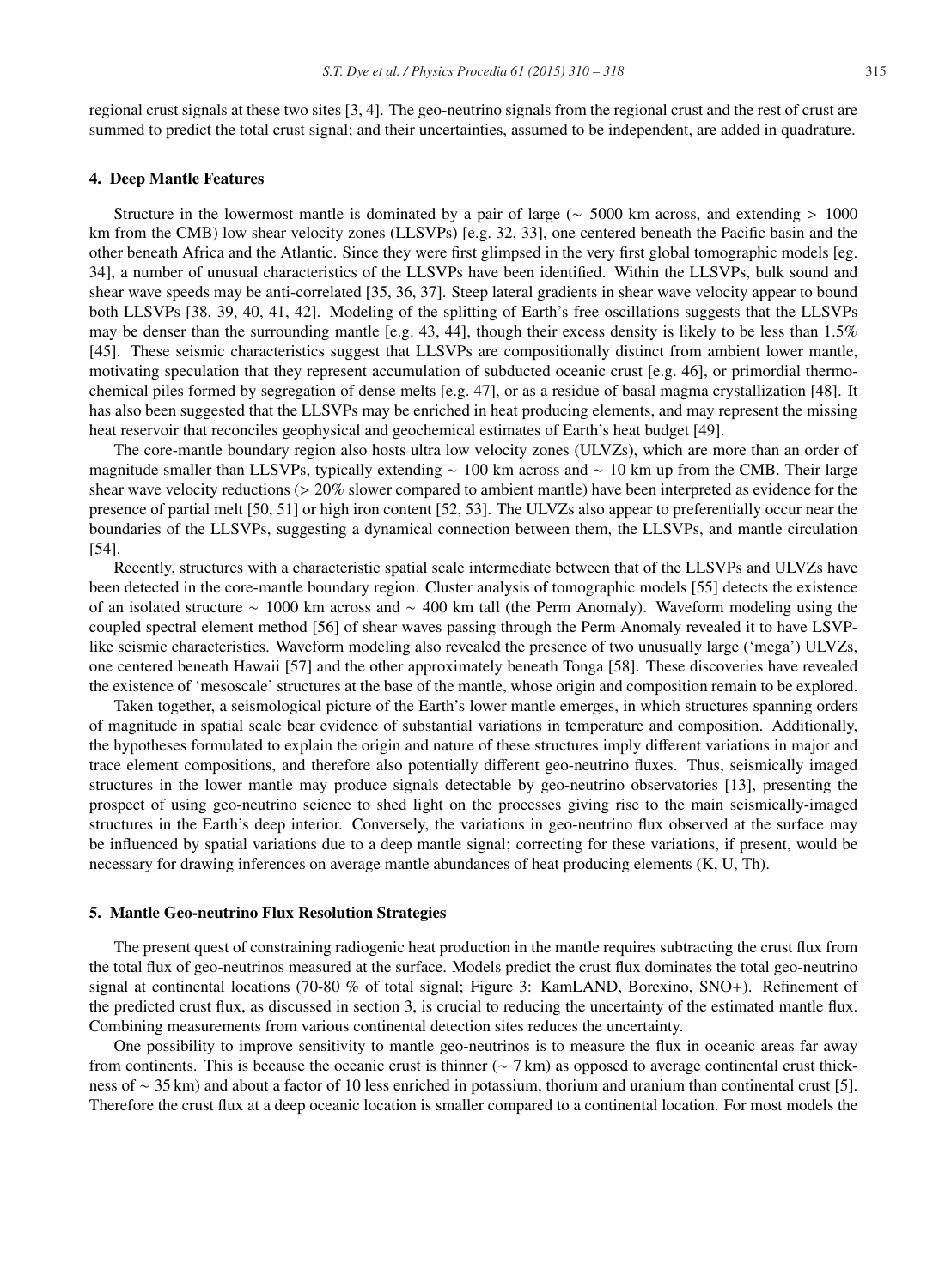regional crust signals at these two sites [3, 4]. The geo-neutrino signals from the regional crust and the rest of crust are summed to predict the total crust signal; and their uncertainties, assumed to be independent, are added in quadrature.

## 4. Deep Mantle Features

Structure in the lowermost mantle is dominated by a pair of large ($\sim$ 5000 km across, and extending $>$ 1000 km from the CMB) low shear velocity zones (LLSVPs) [e.g. 32, 33], one centered beneath the Pacific basin and the other beneath Africa and the Atlantic. Since they were first glimpsed in the very first global tomographic models [eg. 34], a number of unusual characteristics of the LLSVPs have been identified. Within the LLSVPs, bulk sound and shear wave speeds may be anti-correlated [35, 36, 37]. Steep lateral gradients in shear wave velocity appear to bound both LLSVPs [38, 39, 40, 41, 42]. Modeling of the splitting of Earth's free oscillations suggests that the LLSVPs may be denser than the surrounding mantle [e.g. 43, 44], though their excess density is likely to be less than 1.5% [45]. These seismic characteristics suggest that LLSVPs are compositionally distinct from ambient lower mantle, motivating speculation that they represent accumulation of subducted oceanic crust [e.g. 46], or primordial thermo-chemical piles formed by segregation of dense melts [e.g. 47], or as a residue of basal magma crystallization [48]. It has also been suggested that the LLSVPs may be enriched in heat producing elements, and may represent the missing heat reservoir that reconciles geophysical and geochemical estimates of Earth's heat budget [49].

The core-mantle boundary region also hosts ultra low velocity zones (ULVZs), which are more than an order of magnitude smaller than LLSVPs, typically extending $\sim$ 100 km across and $\sim$ 10 km up from the CMB. Their large shear wave velocity reductions ($>$ 20% slower compared to ambient mantle) have been interpreted as evidence for the presence of partial melt [50, 51] or high iron content [52, 53]. The ULVZs also appear to preferentially occur near the boundaries of the LLSVPs, suggesting a dynamical connection between them, the LLSVPs, and mantle circulation [54].

Recently, structures with a characteristic spatial scale intermediate between that of the LLSVPs and ULVZs have been detected in the core-mantle boundary region. Cluster analysis of tomographic models [55] detects the existence of an isolated structure $\sim$ 1000 km across and $\sim$ 400 km tall (the Perm Anomaly). Waveform modeling using the coupled spectral element method [56] of shear waves passing through the Perm Anomaly revealed it to have LSVP-like seismic characteristics. Waveform modeling also revealed the presence of two unusually large ('mega') ULVZs, one centered beneath Hawaii [57] and the other approximately beneath Tonga [58]. These discoveries have revealed the existence of 'mesoscale' structures at the base of the mantle, whose origin and composition remain to be explored.

Taken together, a seismological picture of the Earth's lower mantle emerges, in which structures spanning orders of magnitude in spatial scale bear evidence of substantial variations in temperature and composition. Additionally, the hypotheses formulated to explain the origin and nature of these structures imply different variations in major and trace element compositions, and therefore also potentially different geo-neutrino fluxes. Thus, seismically imaged structures in the lower mantle may produce signals detectable by geo-neutrino observatories [13], presenting the prospect of using geo-neutrino science to shed light on the processes giving rise to the main seismically-imaged structures in the Earth's deep interior. Conversely, the variations in geo-neutrino flux observed at the surface may be influenced by spatial variations due to a deep mantle signal; correcting for these variations, if present, would be necessary for drawing inferences on average mantle abundances of heat producing elements (K, U, Th).

## 5. Mantle Geo-neutrino Flux Resolution Strategies

The present quest of constraining radiogenic heat production in the mantle requires subtracting the crust flux from the total flux of geo-neutrinos measured at the surface. Models predict the crust flux dominates the total geo-neutrino signal at continental locations (70-80 % of total signal; Figure 3: KamLAND, Borexino, SNO+). Refinement of the predicted crust flux, as discussed in section 3, is crucial to reducing the uncertainty of the estimated mantle flux. Combining measurements from various continental detection sites reduces the uncertainty.

One possibility to improve sensitivity to mantle geo-neutrinos is to measure the flux in oceanic areas far away from continents. This is because the oceanic crust is thinner ($\sim$ 7 km) as opposed to average continental crust thickness of $\sim$ 35 km) and about a factor of 10 less enriched in potassium, thorium and uranium than continental crust [5]. Therefore the crust flux at a deep oceanic location is smaller compared to a continental location. For most models the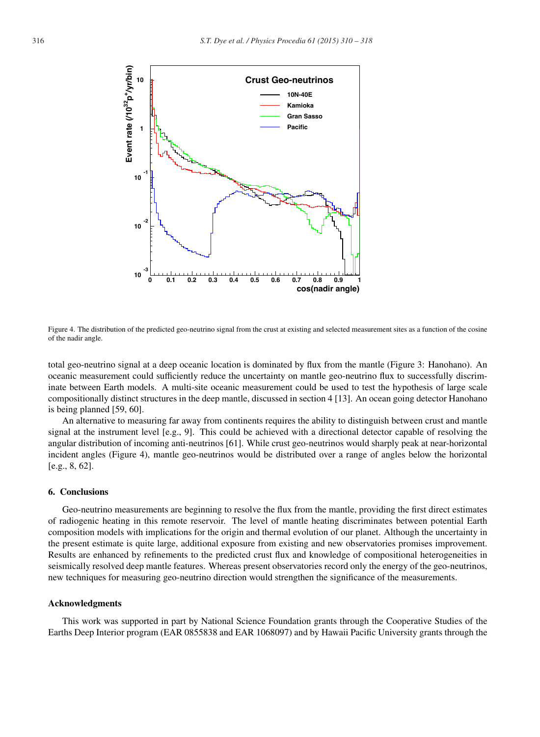Figure 4. The distribution of the predicted geo-neutrino signal from the crust at existing and selected measurement sites as a function of the cosine of the nadir angle.

total geo-neutrino signal at a deep oceanic location is dominated by flux from the mantle (Figure 3: Hanohano). An oceanic measurement could sufficiently reduce the uncertainty on mantle geo-neutrino flux to successfully discriminate between Earth models. A multi-site oceanic measurement could be used to test the hypothesis of large scale compositionally distinct structures in the deep mantle, discussed in section 4 [13]. An ocean going detector Hanohano is being planned [59, 60].

An alternative to measuring far away from continents requires the ability to distinguish between crust and mantle signal at the instrument level [e.g., 9]. This could be achieved with a directional detector capable of resolving the angular distribution of incoming anti-neutrinos [61]. While crust geo-neutrinos would sharply peak at near-horizontal incident angles (Figure 4), mantle geo-neutrinos would be distributed over a range of angles below the horizontal [e.g., 8, 62].

## 6. Conclusions

Geo-neutrino measurements are beginning to resolve the flux from the mantle, providing the first direct estimates of radiogenic heating in this remote reservoir. The level of mantle heating discriminates between potential Earth composition models with implications for the origin and thermal evolution of our planet. Although the uncertainty in the present estimate is quite large, additional exposure from existing and new observatories promises improvement. Results are enhanced by refinements to the predicted crust flux and knowledge of compositional heterogeneities in seismically resolved deep mantle features. Whereas present observatories record only the energy of the geo-neutrinos, new techniques for measuring geo-neutrino direction would strengthen the significance of the measurements.

## Acknowledgments

This work was supported in part by National Science Foundation grants through the Cooperative Studies of the Earths Deep Interior program (EAR 0855838 and EAR 1068097) and by Hawaii Pacific University grants through the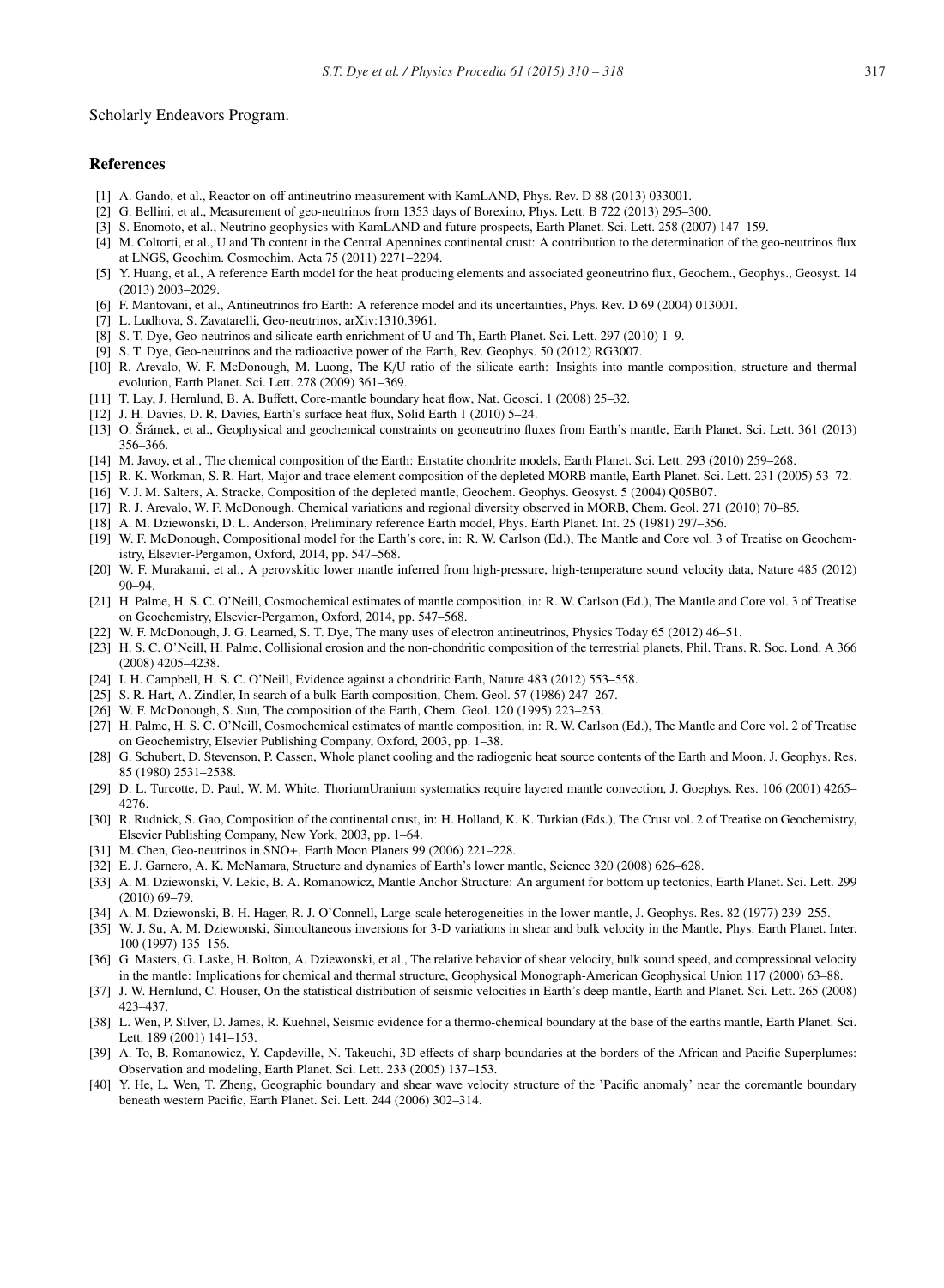Scholarly Endeavors Program.

## References

[1] A. Gando, et al., Reactor on-off antineutrino measurement with KamLAND, Phys. Rev. D 88 (2013) 033001.

[2] G. Bellini, et al., Measurement of geo-neutrinos from 1353 days of Borexino, Phys. Lett. B 722 (2013) 295–300.

[3] S. Enomoto, et al., Neutrino geophysics with KamLAND and future prospects, Earth Planet. Sci. Lett. 258 (2007) 147–159.

[4] M. Coltorti, et al., U and Th content in the Central Apennines continental crust: A contribution to the determination of the geo-neutrinos flux at LNGS, Geochim. Cosmochim. Acta 75 (2011) 2271–2294.

[5] Y. Huang, et al., A reference Earth model for the heat producing elements and associated geoneutrino flux, Geochem., Geophys., Geosyst. 14 (2013) 2003–2029.

[6] F. Mantovani, et al., Antineutrinos fro Earth: A reference model and its uncertainties, Phys. Rev. D 69 (2004) 013001.

[7] L. Ludhova, S. Zavatarelli, Geo-neutrinos, arXiv:1310.3961.

[8] S. T. Dye, Geo-neutrinos and silicate earth enrichment of U and Th, Earth Planet. Sci. Lett. 297 (2010) 1–9.

[9] S. T. Dye, Geo-neutrinos and the radioactive power of the Earth, Rev. Geophys. 50 (2012) RG3007.

[10] R. Arevalo, W. F. McDonough, M. Luong, The K/U ratio of the silicate earth: Insights into mantle composition, structure and thermal evolution, Earth Planet. Sci. Lett. 278 (2009) 361–369.

[11] T. Lay, J. Hernlund, B. A. Buffett, Core-mantle boundary heat flow, Nat. Geosci. 1 (2008) 25–32.

[12] J. H. Davies, D. R. Davies, Earth's surface heat flux, Solid Earth 1 (2010) 5–24.

[13] O. Šrámek, et al., Geophysical and geochemical constraints on geoneutrino fluxes from Earth's mantle, Earth Planet. Sci. Lett. 361 (2013) 356–366.

[14] M. Javoy, et al., The chemical composition of the Earth: Enstatite chondrite models, Earth Planet. Sci. Lett. 293 (2010) 259–268.

[15] R. K. Workman, S. R. Hart, Major and trace element composition of the depleted MORB mantle, Earth Planet. Sci. Lett. 231 (2005) 53–72.

[16] V. J. M. Salters, A. Stracke, Composition of the depleted mantle, Geochem. Geophys. Geosyst. 5 (2004) Q05B07.

[17] R. J. Arevalo, W. F. McDonough, Chemical variations and regional diversity observed in MORB, Chem. Geol. 271 (2010) 70–85.

[18] A. M. Dziewonski, D. L. Anderson, Preliminary reference Earth model, Phys. Earth Planet. Int. 25 (1981) 297–356.

[19] W. F. McDonough, Compositional model for the Earth's core, in: R. W. Carlson (Ed.), The Mantle and Core vol. 3 of Treatise on Geochemistry, Elsevier-Pergamon, Oxford, 2014, pp. 547–568.

[20] W. F. Murakami, et al., A perovskitic lower mantle inferred from high-pressure, high-temperature sound velocity data, Nature 485 (2012) 90–94.

[21] H. Palme, H. S. C. O'Neill, Cosmochemical estimates of mantle composition, in: R. W. Carlson (Ed.), The Mantle and Core vol. 3 of Treatise on Geochemistry, Elsevier-Pergamon, Oxford, 2014, pp. 547–568.

[22] W. F. McDonough, J. G. Learned, S. T. Dye, The many uses of electron antineutrinos, Physics Today 65 (2012) 46–51.

[23] H. S. C. O'Neill, H. Palme, Collisional erosion and the non-chondritic composition of the terrestrial planets, Phil. Trans. R. Soc. Lond. A 366 (2008) 4205–4238.

[24] I. H. Campbell, H. S. C. O'Neill, Evidence against a chondritic Earth, Nature 483 (2012) 553–558.

[25] S. R. Hart, A. Zindler, In search of a bulk-Earth composition, Chem. Geol. 57 (1986) 247–267.

[26] W. F. McDonough, S. Sun, The composition of the Earth, Chem. Geol. 120 (1995) 223–253.

[27] H. Palme, H. S. C. O'Neill, Cosmochemical estimates of mantle composition, in: R. W. Carlson (Ed.), The Mantle and Core vol. 2 of Treatise on Geochemistry, Elsevier Publishing Company, Oxford, 2003, pp. 1–38.

[28] G. Schubert, D. Stevenson, P. Cassen, Whole planet cooling and the radiogenic heat source contents of the Earth and Moon, J. Geophys. Res. 85 (1980) 2531–2538.

[29] D. L. Turcotte, D. Paul, W. M. White, ThoriumUranium systematics require layered mantle convection, J. Goephys. Res. 106 (2001) 4265–4276.

[30] R. Rudnick, S. Gao, Composition of the continental crust, in: H. Holland, K. K. Turkian (Eds.), The Crust vol. 2 of Treatise on Geochemistry, Elsevier Publishing Company, New York, 2003, pp. 1–64.

[31] M. Chen, Geo-neutrinos in SNO+, Earth Moon Planets 99 (2006) 221–228.

[32] E. J. Garnero, A. K. McNamara, Structure and dynamics of Earth's lower mantle, Science 320 (2008) 626–628.

[33] A. M. Dziewonski, V. Lekic, B. A. Romanowicz, Mantle Anchor Structure: An argument for bottom up tectonics, Earth Planet. Sci. Lett. 299 (2010) 69–79.

[34] A. M. Dziewonski, B. H. Hager, R. J. O'Connell, Large-scale heterogeneities in the lower mantle, J. Geophys. Res. 82 (1977) 239–255.

[35] W. J. Su, A. M. Dziewonski, Simoultaneous inversions for 3-D variations in shear and bulk velocity in the Mantle, Phys. Earth Planet. Inter. 100 (1997) 135–156.

[36] G. Masters, G. Laske, H. Bolton, A. Dziewonski, et al., The relative behavior of shear velocity, bulk sound speed, and compressional velocity in the mantle: Implications for chemical and thermal structure, Geophysical Monograph-American Geophysical Union 117 (2000) 63–88.

[37] J. W. Hernlund, C. Houser, On the statistical distribution of seismic velocities in Earth's deep mantle, Earth and Planet. Sci. Lett. 265 (2008) 423–437.

[38] L. Wen, P. Silver, D. James, R. Kuehnel, Seismic evidence for a thermo-chemical boundary at the base of the earths mantle, Earth Planet. Sci. Lett. 189 (2001) 141–153.

[39] A. To, B. Romanowicz, Y. Capdeville, N. Takeuchi, 3D effects of sharp boundaries at the borders of the African and Pacific Superplumes: Observation and modeling, Earth Planet. Sci. Lett. 233 (2005) 137–153.

[40] Y. He, L. Wen, T. Zheng, Geographic boundary and shear wave velocity structure of the 'Pacific anomaly' near the coremantle boundary beneath western Pacific, Earth Planet. Sci. Lett. 244 (2006) 302–314.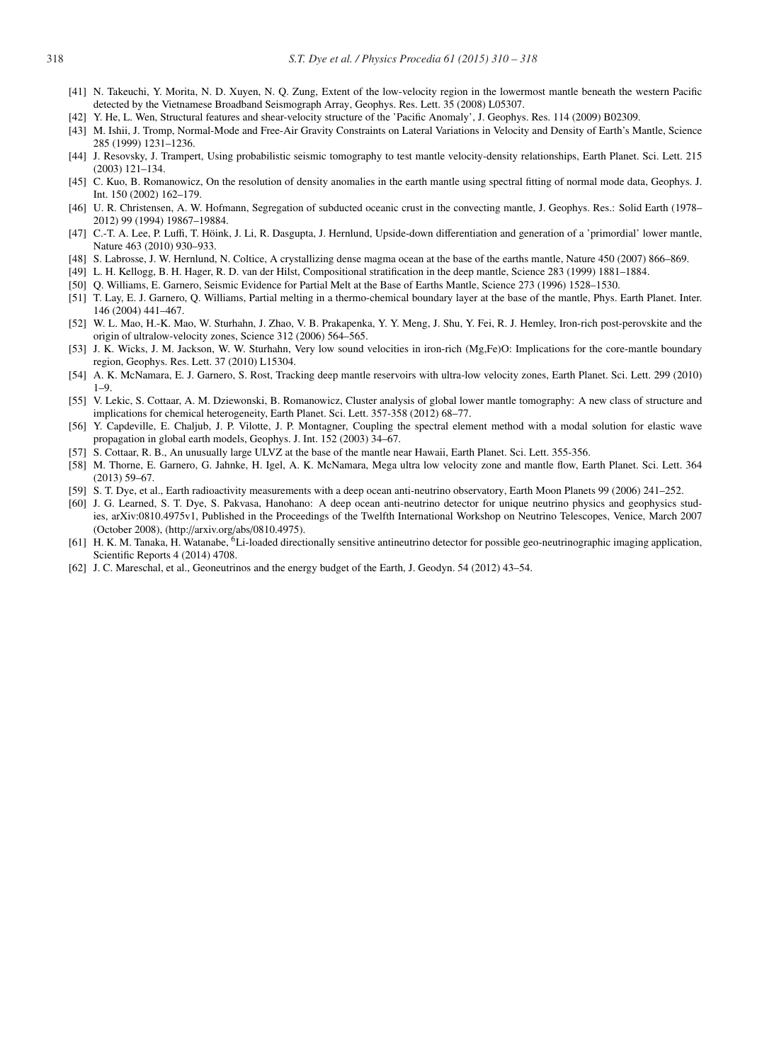[41] N. Takeuchi, Y. Morita, N. D. Xuyen, N. Q. Zung, Extent of the low-velocity region in the lowermost mantle beneath the western Pacific detected by the Vietnamese Broadband Seismograph Array, Geophys. Res. Lett. 35 (2008) L05307.

[42] Y. He, L. Wen, Structural features and shear-velocity structure of the 'Pacific Anomaly', J. Geophys. Res. 114 (2009) B02309.

[43] M. Ishii, J. Tromp, Normal-Mode and Free-Air Gravity Constraints on Lateral Variations in Velocity and Density of Earth's Mantle, Science 285 (1999) 1231–1236.

[44] J. Resovsky, J. Trampert, Using probabilistic seismic tomography to test mantle velocity-density relationships, Earth Planet. Sci. Lett. 215 (2003) 121–134.

[45] C. Kuo, B. Romanowicz, On the resolution of density anomalies in the earth mantle using spectral fitting of normal mode data, Geophys. J. Int. 150 (2002) 162–179.

[46] U. R. Christensen, A. W. Hofmann, Segregation of subducted oceanic crust in the convecting mantle, J. Geophys. Res.: Solid Earth (1978–2012) 99 (1994) 19867–19884.

[47] C.-T. A. Lee, P. Luffi, T. Höink, J. Li, R. Dasgupta, J. Hernlund, Upside-down differentiation and generation of a 'primordial' lower mantle, Nature 463 (2010) 930–933.

[48] S. Labrosse, J. W. Hernlund, N. Coltice, A crystallizing dense magma ocean at the base of the earths mantle, Nature 450 (2007) 866–869.

[49] L. H. Kellogg, B. H. Hager, R. D. van der Hilst, Compositional stratification in the deep mantle, Science 283 (1999) 1881–1884.

[50] Q. Williams, E. Garnero, Seismic Evidence for Partial Melt at the Base of Earths Mantle, Science 273 (1996) 1528–1530.

[51] T. Lay, E. J. Garnero, Q. Williams, Partial melting in a thermo-chemical boundary layer at the base of the mantle, Phys. Earth Planet. Inter. 146 (2004) 441–467.

[52] W. L. Mao, H.-K. Mao, W. Sturhahn, J. Zhao, V. B. Prakapenka, Y. Y. Meng, J. Shu, Y. Fei, R. J. Hemley, Iron-rich post-perovskite and the origin of ultralow-velocity zones, Science 312 (2006) 564–565.

[53] J. K. Wicks, J. M. Jackson, W. W. Sturhahn, Very low sound velocities in iron-rich (Mg,Fe)O: Implications for the core-mantle boundary region, Geophys. Res. Lett. 37 (2010) L15304.

[54] A. K. McNamara, E. J. Garnero, S. Rost, Tracking deep mantle reservoirs with ultra-low velocity zones, Earth Planet. Sci. Lett. 299 (2010) 1–9.

[55] V. Lekic, S. Cottaar, A. M. Dziewonski, B. Romanowicz, Cluster analysis of global lower mantle tomography: A new class of structure and implications for chemical heterogeneity, Earth Planet. Sci. Lett. 357-358 (2012) 68–77.

[56] Y. Capdeville, E. Chaljub, J. P. Vilotte, J. P. Montagner, Coupling the spectral element method with a modal solution for elastic wave propagation in global earth models, Geophys. J. Int. 152 (2003) 34–67.

[57] S. Cottaar, R. B., An unusually large ULVZ at the base of the mantle near Hawaii, Earth Planet. Sci. Lett. 355-356.

[58] M. Thorne, E. Garnero, G. Jahnke, H. Igel, A. K. McNamara, Mega ultra low velocity zone and mantle flow, Earth Planet. Sci. Lett. 364 (2013) 59–67.

[59] S. T. Dye, et al., Earth radioactivity measurements with a deep ocean anti-neutrino observatory, Earth Moon Planets 99 (2006) 241–252.

[60] J. G. Learned, S. T. Dye, S. Pakvasa, Hanohano: A deep ocean anti-neutrino detector for unique neutrino physics and geophysics studies, arXiv:0810.4975v1, Published in the Proceedings of the Twelfth International Workshop on Neutrino Telescopes, Venice, March 2007 (October 2008), (http://arxiv.org/abs/0810.4975).

[61] H. K. M. Tanaka, H. Watanabe, $^{6}$Li-loaded directionally sensitive antineutrino detector for possible geo-neutrinographic imaging application, Scientific Reports 4 (2014) 4708.

[62] J. C. Mareschal, et al., Geoneutrinos and the energy budget of the Earth, J. Geodyn. 54 (2012) 43–54.